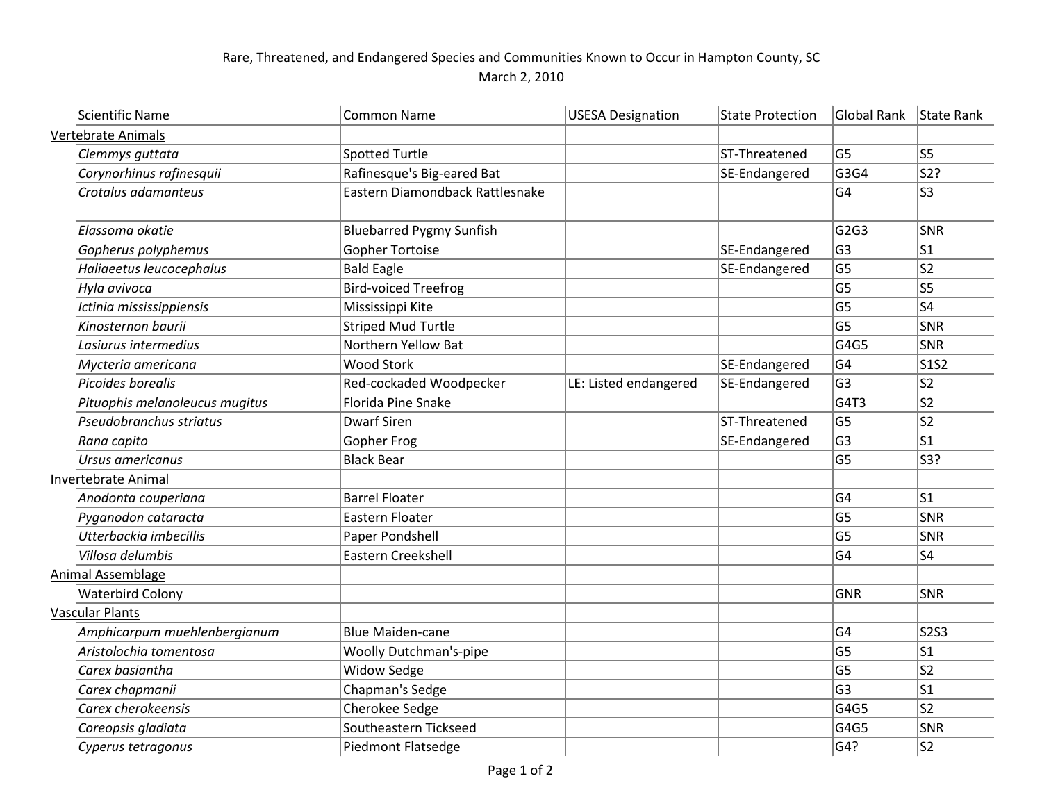Rare, Threatened, and Endangered Species and Communities Known to Occur in Hampton County, SC

March 2, 2010

| Scientific Name | Common Name | USESA Designation | State Protection | Global Rank | State Rank |
|---|---|---|---|---|---|
| Vertebrate Animals | | | | | |
| *Clemmys guttata* | Spotted Turtle | | ST-Threatened | G5 | S5 |
| *Corynorhinus rafinesquii* | Rafinesque's Big-eared Bat | | SE-Endangered | G3G4 | S2? |
| *Crotalus adamanteus* | Eastern Diamondback Rattlesnake | | | G4 | S3 |
| *Elassoma okatie* | Bluebarred Pygmy Sunfish | | | G2G3 | SNR |
| *Gopherus polyphemus* | Gopher Tortoise | | SE-Endangered | G3 | S1 |
| *Haliaeetus leucocephalus* | Bald Eagle | | SE-Endangered | G5 | S2 |
| *Hyla avivoca* | Bird-voiced Treefrog | | | G5 | S5 |
| *Ictinia mississippiensis* | Mississippi Kite | | | G5 | S4 |
| *Kinosternon baurii* | Striped Mud Turtle | | | G5 | SNR |
| *Lasiurus intermedius* | Northern Yellow Bat | | | G4G5 | SNR |
| *Mycteria americana* | Wood Stork | | SE-Endangered | G4 | S1S2 |
| *Picoides borealis* | Red-cockaded Woodpecker | LE: Listed endangered | SE-Endangered | G3 | S2 |
| *Pituophis melanoleucus mugitus* | Florida Pine Snake | | | G4T3 | S2 |
| *Pseudobranchus striatus* | Dwarf Siren | | ST-Threatened | G5 | S2 |
| *Rana capito* | Gopher Frog | | SE-Endangered | G3 | S1 |
| *Ursus americanus* | Black Bear | | | G5 | S3? |
| Invertebrate Animal | | | | | |
| *Anodonta couperiana* | Barrel Floater | | | G4 | S1 |
| *Pyganodon cataracta* | Eastern Floater | | | G5 | SNR |
| *Utterbackia imbecillis* | Paper Pondshell | | | G5 | SNR |
| *Villosa delumbis* | Eastern Creekshell | | | G4 | S4 |
| Animal Assemblage | | | | | |
| Waterbird Colony | | | | GNR | SNR |
| Vascular Plants | | | | | |
| *Amphicarpum muehlenbergianum* | Blue Maiden-cane | | | G4 | S2S3 |
| *Aristolochia tomentosa* | Woolly Dutchman's-pipe | | | G5 | S1 |
| *Carex basiantha* | Widow Sedge | | | G5 | S2 |
| *Carex chapmanii* | Chapman's Sedge | | | G3 | S1 |
| *Carex cherokeensis* | Cherokee Sedge | | | G4G5 | S2 |
| *Coreopsis gladiata* | Southeastern Tickseed | | | G4G5 | SNR |
| *Cyperus tetragonus* | Piedmont Flatsedge | | | G4? | S2 |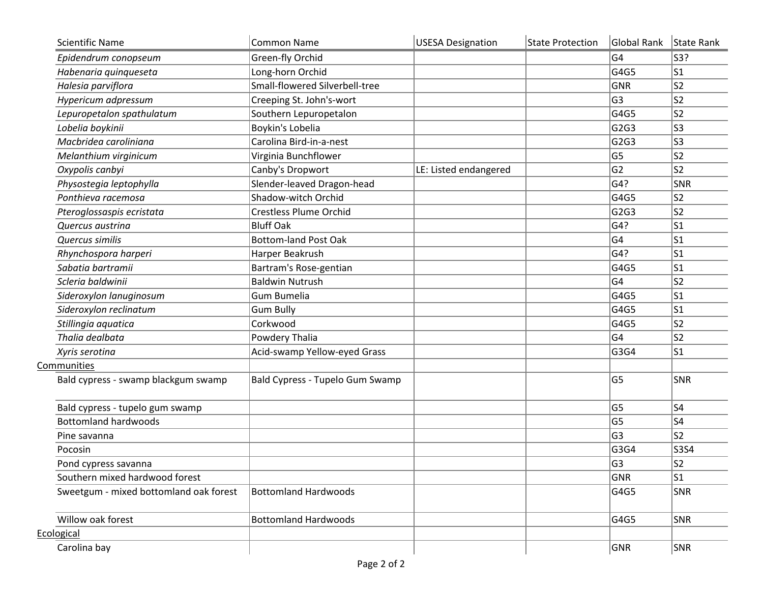| Scientific Name | Common Name | USESA Designation | State Protection | Global Rank | State Rank |
|---|---|---|---|---|---|
| *Epidendrum conopseum* | Green-fly Orchid | | | G4 | S3? |
| *Habenaria quinqueseta* | Long-horn Orchid | | | G4G5 | S1 |
| *Halesia parviflora* | Small-flowered Silverbell-tree | | | GNR | S2 |
| *Hypericum adpressum* | Creeping St. John's-wort | | | G3 | S2 |
| *Lepuropetalon spathulatum* | Southern Lepuropetalon | | | G4G5 | S2 |
| *Lobelia boykinii* | Boykin's Lobelia | | | G2G3 | S3 |
| *Macbridea caroliniana* | Carolina Bird-in-a-nest | | | G2G3 | S3 |
| *Melanthium virginicum* | Virginia Bunchflower | | | G5 | S2 |
| *Oxypolis canbyi* | Canby's Dropwort | LE: Listed endangered | | G2 | S2 |
| *Physostegia leptophylla* | Slender-leaved Dragon-head | | | G4? | SNR |
| *Ponthieva racemosa* | Shadow-witch Orchid | | | G4G5 | S2 |
| *Pteroglossaspis ecristata* | Crestless Plume Orchid | | | G2G3 | S2 |
| *Quercus austrina* | Bluff Oak | | | G4? | S1 |
| *Quercus similis* | Bottom-land Post Oak | | | G4 | S1 |
| *Rhynchospora harperi* | Harper Beakrush | | | G4? | S1 |
| *Sabatia bartramii* | Bartram's Rose-gentian | | | G4G5 | S1 |
| *Scleria baldwinii* | Baldwin Nutrush | | | G4 | S2 |
| *Sideroxylon lanuginosum* | Gum Bumelia | | | G4G5 | S1 |
| *Sideroxylon reclinatum* | Gum Bully | | | G4G5 | S1 |
| *Stillingia aquatica* | Corkwood | | | G4G5 | S2 |
| *Thalia dealbata* | Powdery Thalia | | | G4 | S2 |
| *Xyris serotina* | Acid-swamp Yellow-eyed Grass | | | G3G4 | S1 |
| Communities | | | | | |
| Bald cypress - swamp blackgum swamp | Bald Cypress - Tupelo Gum Swamp | | | G5 | SNR |
| Bald cypress - tupelo gum swamp | | | | G5 | S4 |
| Bottomland hardwoods | | | | G5 | S4 |
| Pine savanna | | | | G3 | S2 |
| Pocosin | | | | G3G4 | S3S4 |
| Pond cypress savanna | | | | G3 | S2 |
| Southern mixed hardwood forest | | | | GNR | S1 |
| Sweetgum - mixed bottomland oak forest | Bottomland Hardwoods | | | G4G5 | SNR |
| Willow oak forest | Bottomland Hardwoods | | | G4G5 | SNR |
| Ecological | | | | | |
| Carolina bay | | | | GNR | SNR |